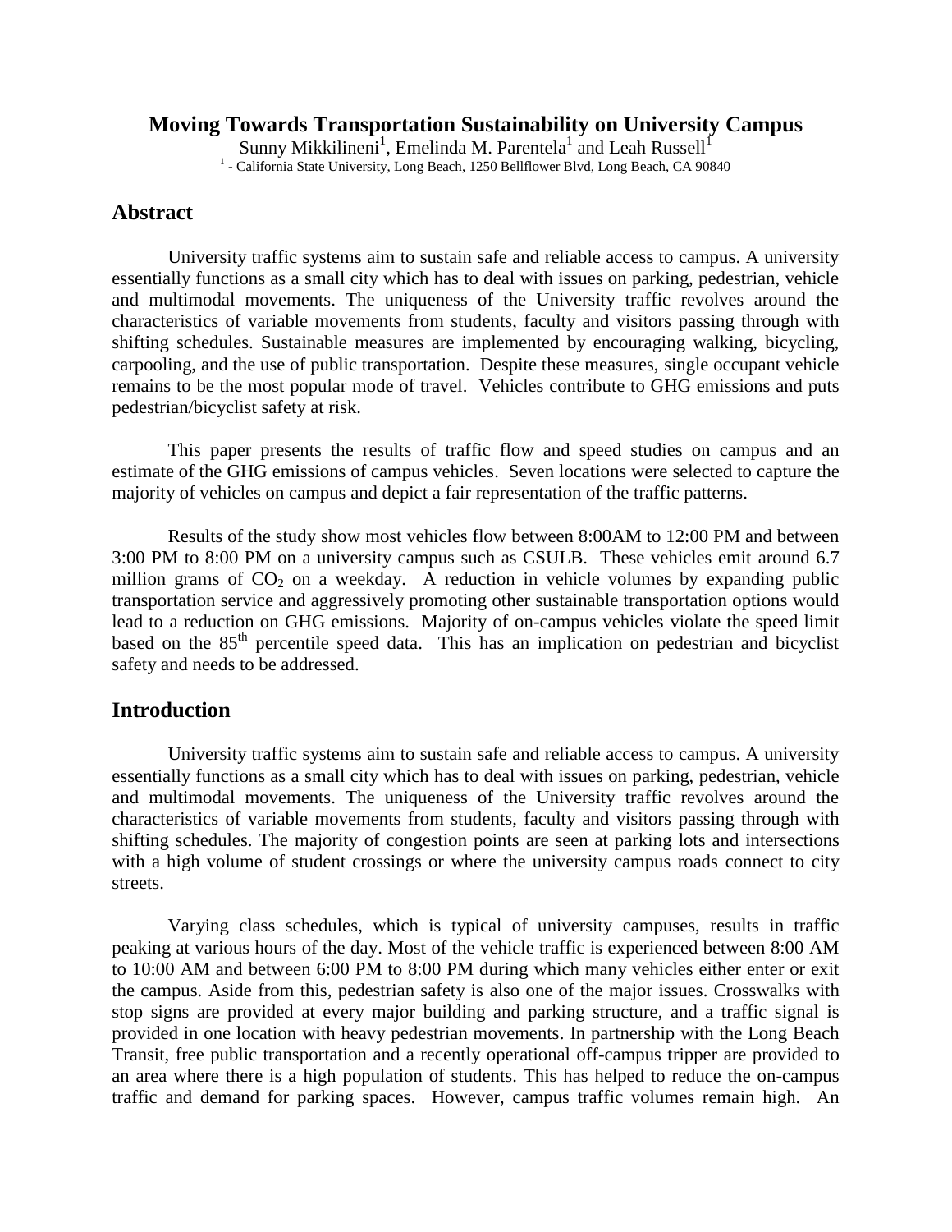# Moving Towards Transportation Sustainability on University Campus

Sunny Mikkilineni[1], Emelinda M. Parentela[1] and Leah Russell[1]

[1] - California State University, Long Beach, 1250 Bellflower Blvd, Long Beach, CA 90840

## Abstract

University traffic systems aim to sustain safe and reliable access to campus. A university essentially functions as a small city which has to deal with issues on parking, pedestrian, vehicle and multimodal movements. The uniqueness of the University traffic revolves around the characteristics of variable movements from students, faculty and visitors passing through with shifting schedules. Sustainable measures are implemented by encouraging walking, bicycling, carpooling, and the use of public transportation. Despite these measures, single occupant vehicle remains to be the most popular mode of travel. Vehicles contribute to GHG emissions and puts pedestrian/bicyclist safety at risk.

This paper presents the results of traffic flow and speed studies on campus and an estimate of the GHG emissions of campus vehicles. Seven locations were selected to capture the majority of vehicles on campus and depict a fair representation of the traffic patterns.

Results of the study show most vehicles flow between 8:00AM to 12:00 PM and between 3:00 PM to 8:00 PM on a university campus such as CSULB. These vehicles emit around 6.7 million grams of $CO_2$ on a weekday. A reduction in vehicle volumes by expanding public transportation service and aggressively promoting other sustainable transportation options would lead to a reduction on GHG emissions. Majority of on-campus vehicles violate the speed limit based on the $85^{th}$ percentile speed data. This has an implication on pedestrian and bicyclist safety and needs to be addressed.

## Introduction

University traffic systems aim to sustain safe and reliable access to campus. A university essentially functions as a small city which has to deal with issues on parking, pedestrian, vehicle and multimodal movements. The uniqueness of the University traffic revolves around the characteristics of variable movements from students, faculty and visitors passing through with shifting schedules. The majority of congestion points are seen at parking lots and intersections with a high volume of student crossings or where the university campus roads connect to city streets.

Varying class schedules, which is typical of university campuses, results in traffic peaking at various hours of the day. Most of the vehicle traffic is experienced between 8:00 AM to 10:00 AM and between 6:00 PM to 8:00 PM during which many vehicles either enter or exit the campus. Aside from this, pedestrian safety is also one of the major issues. Crosswalks with stop signs are provided at every major building and parking structure, and a traffic signal is provided in one location with heavy pedestrian movements. In partnership with the Long Beach Transit, free public transportation and a recently operational off-campus tripper are provided to an area where there is a high population of students. This has helped to reduce the on-campus traffic and demand for parking spaces. However, campus traffic volumes remain high. An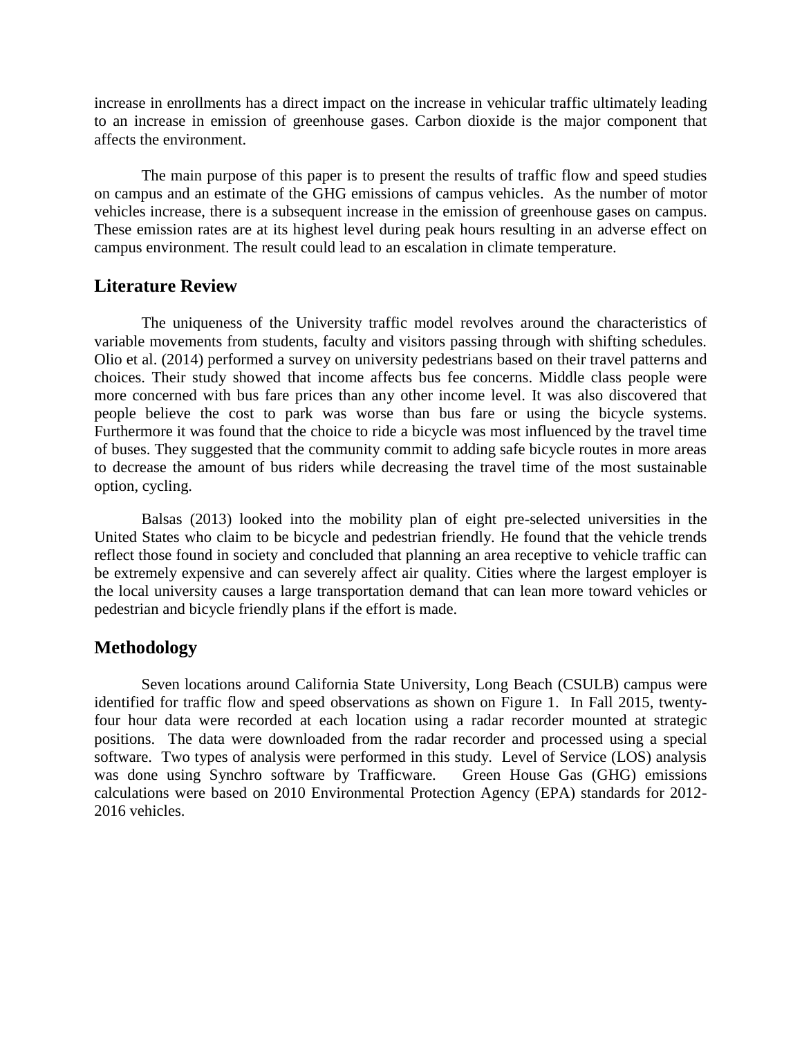increase in enrollments has a direct impact on the increase in vehicular traffic ultimately leading to an increase in emission of greenhouse gases. Carbon dioxide is the major component that affects the environment.

The main purpose of this paper is to present the results of traffic flow and speed studies on campus and an estimate of the GHG emissions of campus vehicles. As the number of motor vehicles increase, there is a subsequent increase in the emission of greenhouse gases on campus. These emission rates are at its highest level during peak hours resulting in an adverse effect on campus environment. The result could lead to an escalation in climate temperature.

## Literature Review

The uniqueness of the University traffic model revolves around the characteristics of variable movements from students, faculty and visitors passing through with shifting schedules. Olio et al. (2014) performed a survey on university pedestrians based on their travel patterns and choices. Their study showed that income affects bus fee concerns. Middle class people were more concerned with bus fare prices than any other income level. It was also discovered that people believe the cost to park was worse than bus fare or using the bicycle systems. Furthermore it was found that the choice to ride a bicycle was most influenced by the travel time of buses. They suggested that the community commit to adding safe bicycle routes in more areas to decrease the amount of bus riders while decreasing the travel time of the most sustainable option, cycling.

Balsas (2013) looked into the mobility plan of eight pre-selected universities in the United States who claim to be bicycle and pedestrian friendly. He found that the vehicle trends reflect those found in society and concluded that planning an area receptive to vehicle traffic can be extremely expensive and can severely affect air quality. Cities where the largest employer is the local university causes a large transportation demand that can lean more toward vehicles or pedestrian and bicycle friendly plans if the effort is made.

## Methodology

Seven locations around California State University, Long Beach (CSULB) campus were identified for traffic flow and speed observations as shown on Figure 1. In Fall 2015, twenty-four hour data were recorded at each location using a radar recorder mounted at strategic positions. The data were downloaded from the radar recorder and processed using a special software. Two types of analysis were performed in this study. Level of Service (LOS) analysis was done using Synchro software by Trafficware. Green House Gas (GHG) emissions calculations were based on 2010 Environmental Protection Agency (EPA) standards for 2012-2016 vehicles.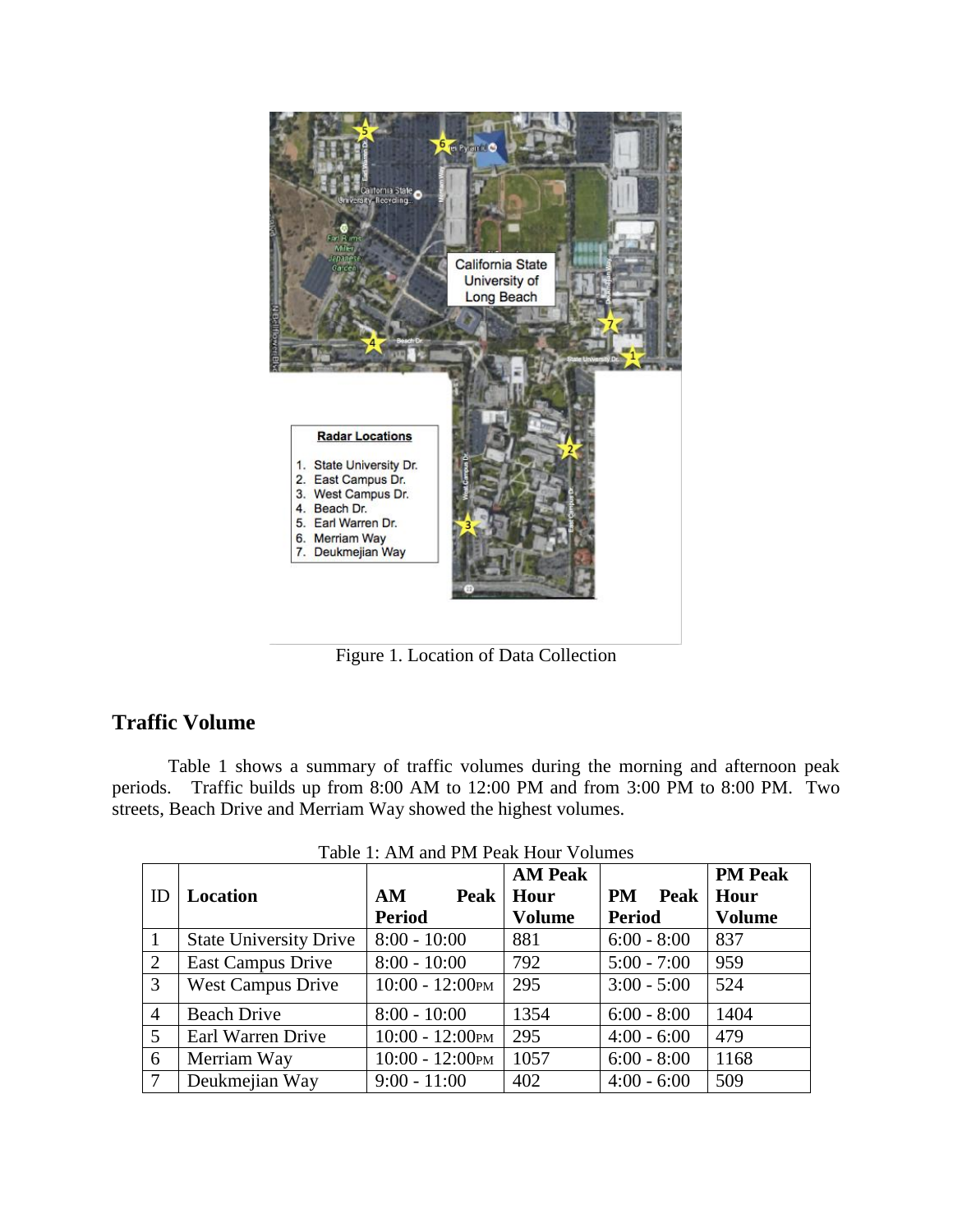Figure 1. Location of Data Collection

## Traffic Volume

Table 1 shows a summary of traffic volumes during the morning and afternoon peak periods. Traffic builds up from 8:00 AM to 12:00 PM and from 3:00 PM to 8:00 PM. Two streets, Beach Drive and Merriam Way showed the highest volumes.

Table 1: AM and PM Peak Hour Volumes

| ID | Location | AM Peak Period | AM Peak Hour Volume | PM Peak Period | PM Peak Hour Volume |
|---|---|---|---|---|---|
| 1 | State University Drive | 8:00 - 10:00 | 881 | 6:00 - 8:00 | 837 |
| 2 | East Campus Drive | 8:00 - 10:00 | 792 | 5:00 - 7:00 | 959 |
| 3 | West Campus Drive | 10:00 - 12:00PM | 295 | 3:00 - 5:00 | 524 |
| 4 | Beach Drive | 8:00 - 10:00 | 1354 | 6:00 - 8:00 | 1404 |
| 5 | Earl Warren Drive | 10:00 - 12:00PM | 295 | 4:00 - 6:00 | 479 |
| 6 | Merriam Way | 10:00 - 12:00PM | 1057 | 6:00 - 8:00 | 1168 |
| 7 | Deukmejian Way | 9:00 - 11:00 | 402 | 4:00 - 6:00 | 509 |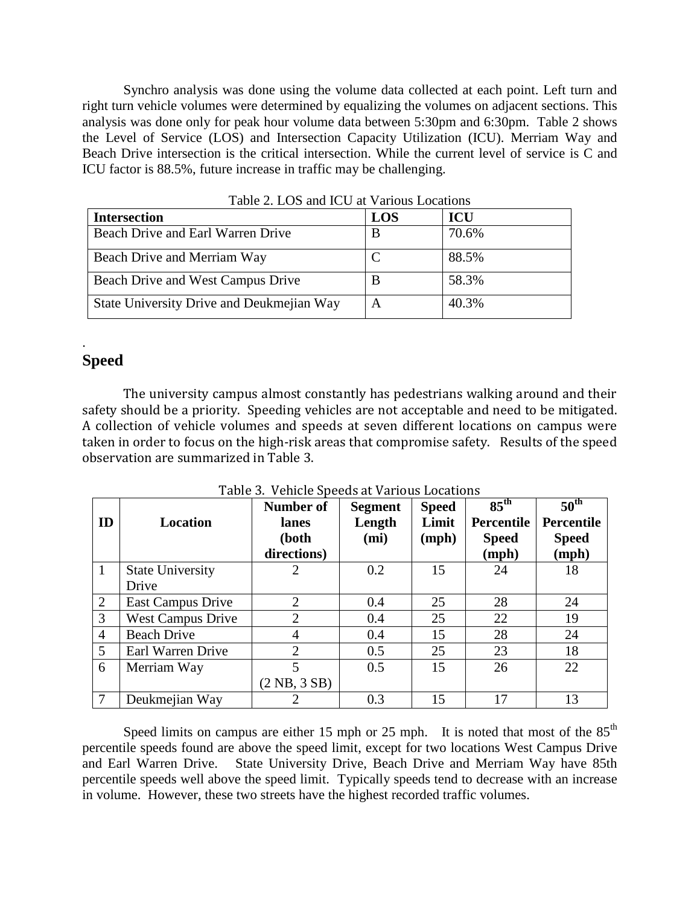Synchro analysis was done using the volume data collected at each point. Left turn and right turn vehicle volumes were determined by equalizing the volumes on adjacent sections. This analysis was done only for peak hour volume data between 5:30pm and 6:30pm. Table 2 shows the Level of Service (LOS) and Intersection Capacity Utilization (ICU). Merriam Way and Beach Drive intersection is the critical intersection. While the current level of service is C and ICU factor is 88.5%, future increase in traffic may be challenging.

Table 2. LOS and ICU at Various Locations

| Intersection | LOS | ICU |
|---|---|---|
| Beach Drive and Earl Warren Drive | B | 70.6% |
| Beach Drive and Merriam Way | C | 88.5% |
| Beach Drive and West Campus Drive | B | 58.3% |
| State University Drive and Deukmejian Way | A | 40.3% |

.

## Speed

The university campus almost constantly has pedestrians walking around and their safety should be a priority. Speeding vehicles are not acceptable and need to be mitigated. A collection of vehicle volumes and speeds at seven different locations on campus were taken in order to focus on the high-risk areas that compromise safety. Results of the speed observation are summarized in Table 3.

Table 3. Vehicle Speeds at Various Locations

| ID | Location | Number of lanes (both directions) | Segment Length (mi) | Speed Limit (mph) | 85th Percentile Speed (mph) | 50th Percentile Speed (mph) |
|---|---|---|---|---|---|---|
| 1 | State University Drive | 2 | 0.2 | 15 | 24 | 18 |
| 2 | East Campus Drive | 2 | 0.4 | 25 | 28 | 24 |
| 3 | West Campus Drive | 2 | 0.4 | 25 | 22 | 19 |
| 4 | Beach Drive | 4 | 0.4 | 15 | 28 | 24 |
| 5 | Earl Warren Drive | 2 | 0.5 | 25 | 23 | 18 |
| 6 | Merriam Way | 5 (2 NB, 3 SB) | 0.5 | 15 | 26 | 22 |
| 7 | Deukmejian Way | 2 | 0.3 | 15 | 17 | 13 |

Speed limits on campus are either 15 mph or 25 mph. It is noted that most of the 85th percentile speeds found are above the speed limit, except for two locations West Campus Drive and Earl Warren Drive. State University Drive, Beach Drive and Merriam Way have 85th percentile speeds well above the speed limit. Typically speeds tend to decrease with an increase in volume. However, these two streets have the highest recorded traffic volumes.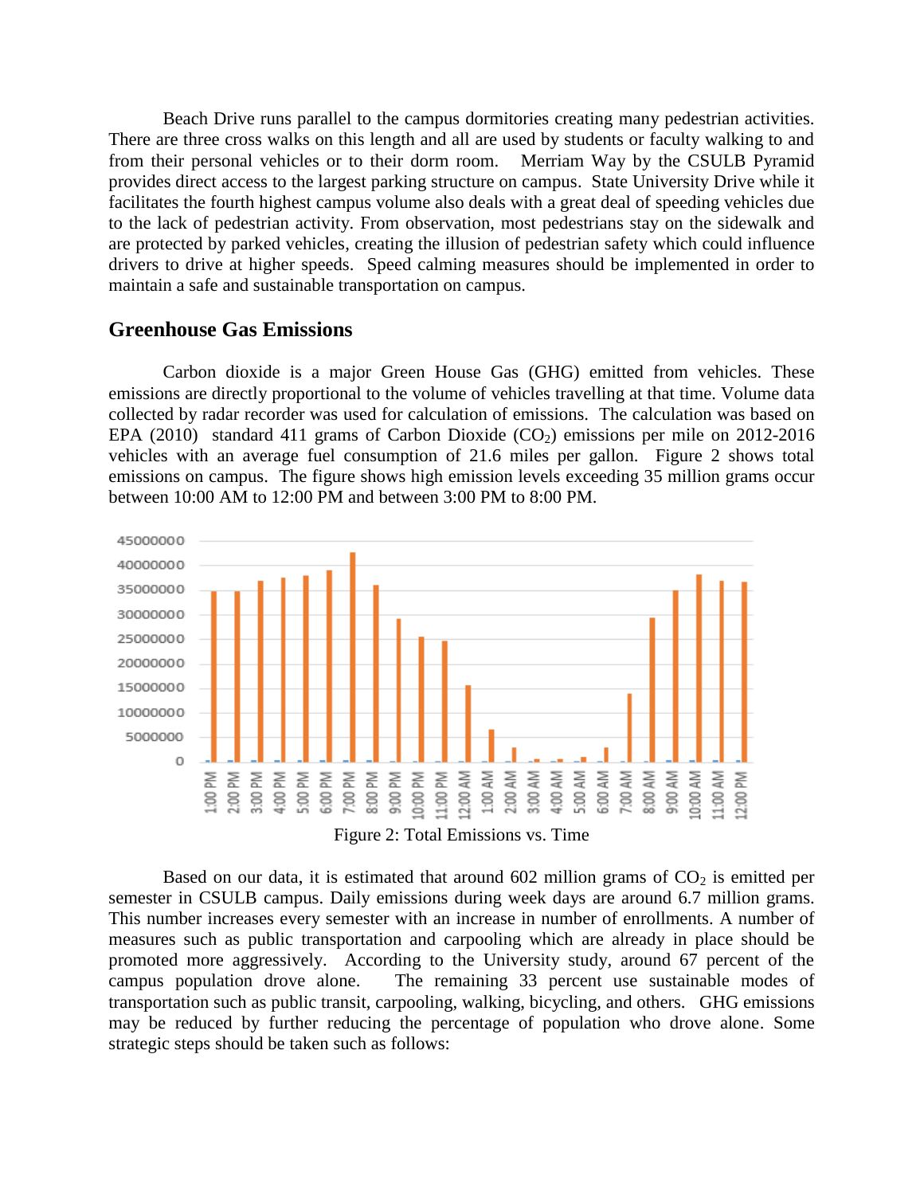Beach Drive runs parallel to the campus dormitories creating many pedestrian activities. There are three cross walks on this length and all are used by students or faculty walking to and from their personal vehicles or to their dorm room. Merriam Way by the CSULB Pyramid provides direct access to the largest parking structure on campus. State University Drive while it facilitates the fourth highest campus volume also deals with a great deal of speeding vehicles due to the lack of pedestrian activity. From observation, most pedestrians stay on the sidewalk and are protected by parked vehicles, creating the illusion of pedestrian safety which could influence drivers to drive at higher speeds. Speed calming measures should be implemented in order to maintain a safe and sustainable transportation on campus.

## Greenhouse Gas Emissions

Carbon dioxide is a major Green House Gas (GHG) emitted from vehicles. These emissions are directly proportional to the volume of vehicles travelling at that time. Volume data collected by radar recorder was used for calculation of emissions. The calculation was based on EPA (2010) standard 411 grams of Carbon Dioxide ($CO_2$) emissions per mile on 2012-2016 vehicles with an average fuel consumption of 21.6 miles per gallon. Figure 2 shows total emissions on campus. The figure shows high emission levels exceeding 35 million grams occur between 10:00 AM to 12:00 PM and between 3:00 PM to 8:00 PM.

Figure 2: Total Emissions vs. Time

Based on our data, it is estimated that around 602 million grams of $CO_2$ is emitted per semester in CSULB campus. Daily emissions during week days are around 6.7 million grams. This number increases every semester with an increase in number of enrollments. A number of measures such as public transportation and carpooling which are already in place should be promoted more aggressively. According to the University study, around 67 percent of the campus population drove alone. The remaining 33 percent use sustainable modes of transportation such as public transit, carpooling, walking, bicycling, and others. GHG emissions may be reduced by further reducing the percentage of population who drove alone. Some strategic steps should be taken such as follows: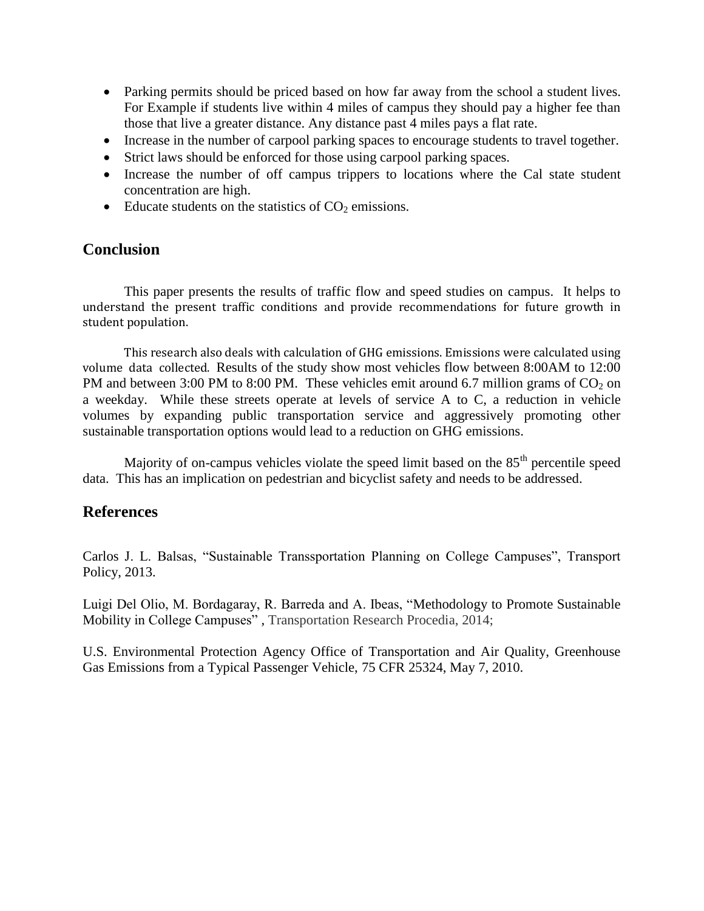- Parking permits should be priced based on how far away from the school a student lives. For Example if students live within 4 miles of campus they should pay a higher fee than those that live a greater distance. Any distance past 4 miles pays a flat rate.
- Increase in the number of carpool parking spaces to encourage students to travel together.
- Strict laws should be enforced for those using carpool parking spaces.
- Increase the number of off campus trippers to locations where the Cal state student concentration are high.
- Educate students on the statistics of $CO_2$ emissions.

## Conclusion

This paper presents the results of traffic flow and speed studies on campus. It helps to understand the present traffic conditions and provide recommendations for future growth in student population.

This research also deals with calculation of GHG emissions. Emissions were calculated using volume data collected. Results of the study show most vehicles flow between 8:00AM to 12:00 PM and between 3:00 PM to 8:00 PM. These vehicles emit around 6.7 million grams of $CO_2$ on a weekday. While these streets operate at levels of service A to C, a reduction in vehicle volumes by expanding public transportation service and aggressively promoting other sustainable transportation options would lead to a reduction on GHG emissions.

Majority of on-campus vehicles violate the speed limit based on the 85$^{th}$ percentile speed data. This has an implication on pedestrian and bicyclist safety and needs to be addressed.

## References

Carlos J. L. Balsas, "Sustainable Transsportation Planning on College Campuses", Transport Policy, 2013.

Luigi Del Olio, M. Bordagaray, R. Barreda and A. Ibeas, "Methodology to Promote Sustainable Mobility in College Campuses" , Transportation Research Procedia, 2014;

U.S. Environmental Protection Agency Office of Transportation and Air Quality, Greenhouse Gas Emissions from a Typical Passenger Vehicle, 75 CFR 25324, May 7, 2010.